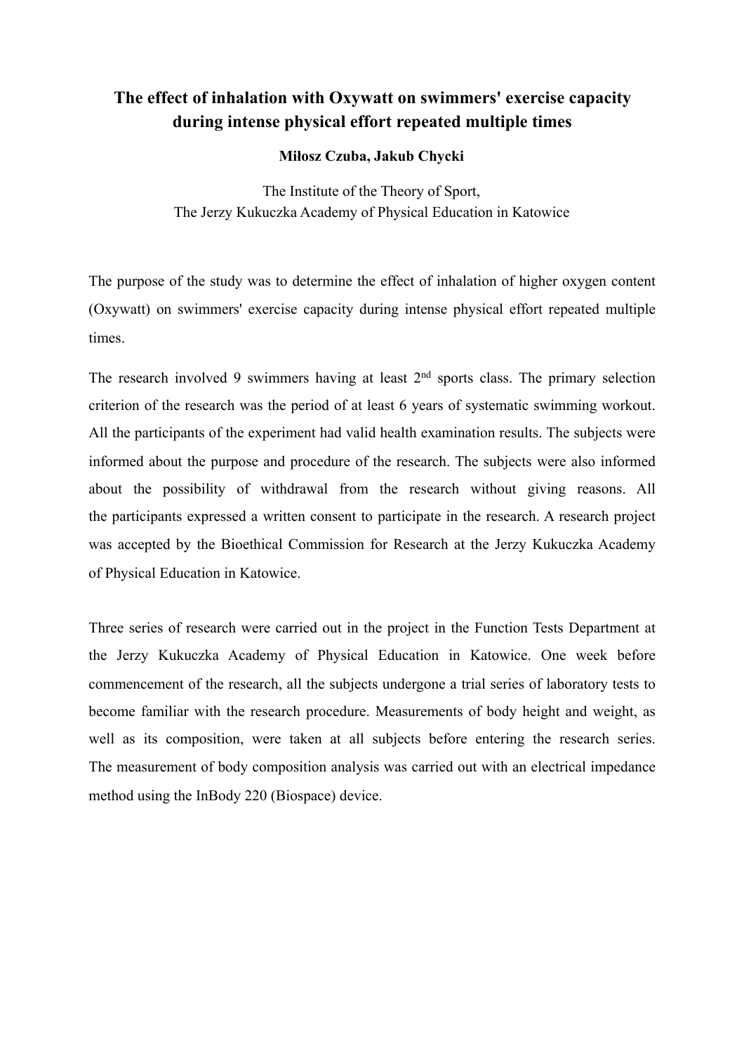# The effect of inhalation with Oxywatt on swimmers' exercise capacity during intense physical effort repeated multiple times

**Miłosz Czuba, Jakub Chycki**

The Institute of the Theory of Sport,
The Jerzy Kukuczka Academy of Physical Education in Katowice

The purpose of the study was to determine the effect of inhalation of higher oxygen content (Oxywatt) on swimmers' exercise capacity during intense physical effort repeated multiple times.

The research involved 9 swimmers having at least 2nd sports class. The primary selection criterion of the research was the period of at least 6 years of systematic swimming workout. All the participants of the experiment had valid health examination results. The subjects were informed about the purpose and procedure of the research. The subjects were also informed about the possibility of withdrawal from the research without giving reasons. All the participants expressed a written consent to participate in the research. A research project was accepted by the Bioethical Commission for Research at the Jerzy Kukuczka Academy of Physical Education in Katowice.

Three series of research were carried out in the project in the Function Tests Department at the Jerzy Kukuczka Academy of Physical Education in Katowice. One week before commencement of the research, all the subjects undergone a trial series of laboratory tests to become familiar with the research procedure. Measurements of body height and weight, as well as its composition, were taken at all subjects before entering the research series. The measurement of body composition analysis was carried out with an electrical impedance method using the InBody 220 (Biospace) device.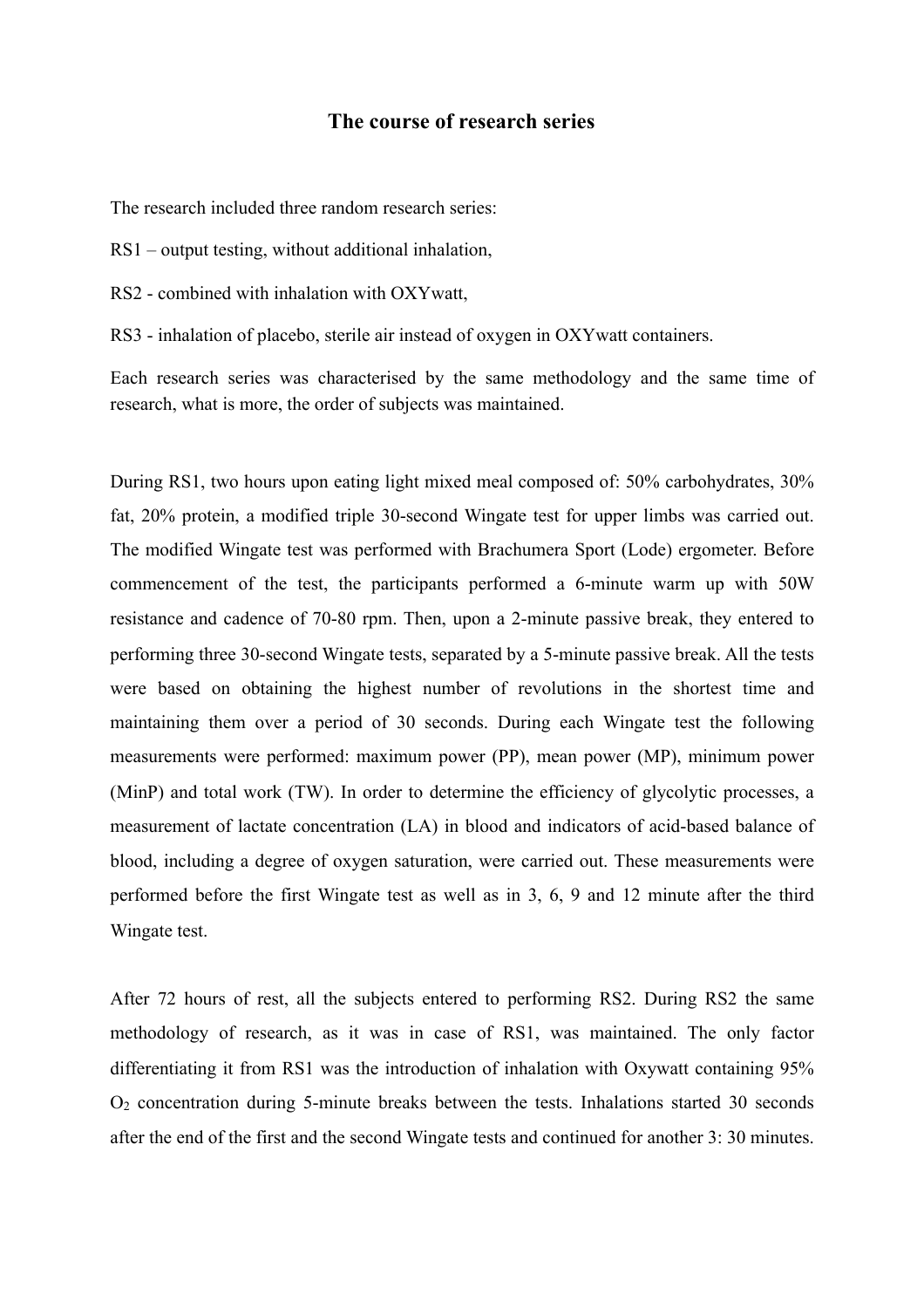# The course of research series

The research included three random research series:

RS1 – output testing, without additional inhalation,

RS2 - combined with inhalation with OXYwatt,

RS3 - inhalation of placebo, sterile air instead of oxygen in OXYwatt containers.

Each research series was characterised by the same methodology and the same time of research, what is more, the order of subjects was maintained.

During RS1, two hours upon eating light mixed meal composed of: 50% carbohydrates, 30% fat, 20% protein, a modified triple 30-second Wingate test for upper limbs was carried out. The modified Wingate test was performed with Brachumera Sport (Lode) ergometer. Before commencement of the test, the participants performed a 6-minute warm up with 50W resistance and cadence of 70-80 rpm. Then, upon a 2-minute passive break, they entered to performing three 30-second Wingate tests, separated by a 5-minute passive break. All the tests were based on obtaining the highest number of revolutions in the shortest time and maintaining them over a period of 30 seconds. During each Wingate test the following measurements were performed: maximum power (PP), mean power (MP), minimum power (MinP) and total work (TW). In order to determine the efficiency of glycolytic processes, a measurement of lactate concentration (LA) in blood and indicators of acid-based balance of blood, including a degree of oxygen saturation, were carried out. These measurements were performed before the first Wingate test as well as in 3, 6, 9 and 12 minute after the third Wingate test.

After 72 hours of rest, all the subjects entered to performing RS2. During RS2 the same methodology of research, as it was in case of RS1, was maintained. The only factor differentiating it from RS1 was the introduction of inhalation with Oxywatt containing 95% $O_2$ concentration during 5-minute breaks between the tests. Inhalations started 30 seconds after the end of the first and the second Wingate tests and continued for another 3: 30 minutes.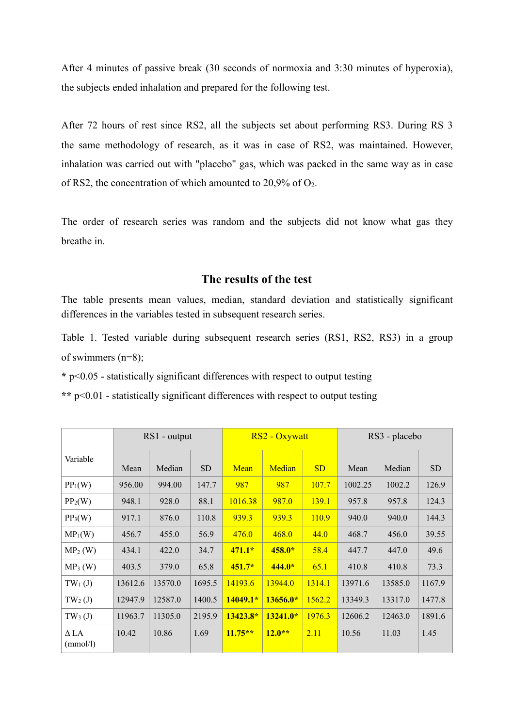After 4 minutes of passive break (30 seconds of normoxia and 3:30 minutes of hyperoxia), the subjects ended inhalation and prepared for the following test.

After 72 hours of rest since RS2, all the subjects set about performing RS3. During RS 3 the same methodology of research, as it was in case of RS2, was maintained. However, inhalation was carried out with "placebo" gas, which was packed in the same way as in case of RS2, the concentration of which amounted to 20,9% of $O_2$.

The order of research series was random and the subjects did not know what gas they breathe in.

## The results of the test

The table presents mean values, median, standard deviation and statistically significant differences in the variables tested in subsequent research series.

Table 1. Tested variable during subsequent research series (RS1, RS2, RS3) in a group of swimmers (n=8);

**\*** $p<0.05$ - statistically significant differences with respect to output testing

**\*\*** $p<0.01$ - statistically significant differences with respect to output testing

| | RS1 - output | | | RS2 - Oxywatt | | | RS3 - placebo | | |
|---|---|---|---|---|---|---|---|---|---|
| Variable | Mean | Median | SD | Mean | Median | SD | Mean | Median | SD |
| $PP_1$(W) | 956.00 | 994.00 | 147.7 | 987 | 987 | 107.7 | 1002.25 | 1002.2 | 126.9 |
| $PP_2$(W) | 948.1 | 928.0 | 88.1 | 1016.38 | 987.0 | 139.1 | 957.8 | 957.8 | 124.3 |
| $PP_3$(W) | 917.1 | 876.0 | 110.8 | 939.3 | 939.3 | 110.9 | 940.0 | 940.0 | 144.3 |
| $MP_1$(W) | 456.7 | 455.0 | 56.9 | 476.0 | 468.0 | 44.0 | 468.7 | 456.0 | 39.55 |
| $MP_2$ (W) | 434.1 | 422.0 | 34.7 | **471.1\*** | **458.0\*** | 58.4 | 447.7 | 447.0 | 49.6 |
| $MP_3$ (W) | 403.5 | 379.0 | 65.8 | **451.7\*** | **444.0\*** | 65.1 | 410.8 | 410.8 | 73.3 |
| $TW_1$ (J) | 13612.6 | 13570.0 | 1695.5 | 14193.6 | 13944.0 | 1314.1 | 13971.6 | 13585.0 | 1167.9 |
| $TW_2$ (J) | 12947.9 | 12587.0 | 1400.5 | **14049.1\*** | **13656.0\*** | 1562.2 | 13349.3 | 13317.0 | 1477.8 |
| $TW_3$ (J) | 11963.7 | 11305.0 | 2195.9 | **13423.8\*** | **13241.0\*** | 1976.3 | 12606.2 | 12463.0 | 1891.6 |
| $\Delta$ LA (mmol/l) | 10.42 | 10.86 | 1.69 | **11.75\*\*** | **12.0\*\*** | 2.11 | 10.56 | 11.03 | 1.45 |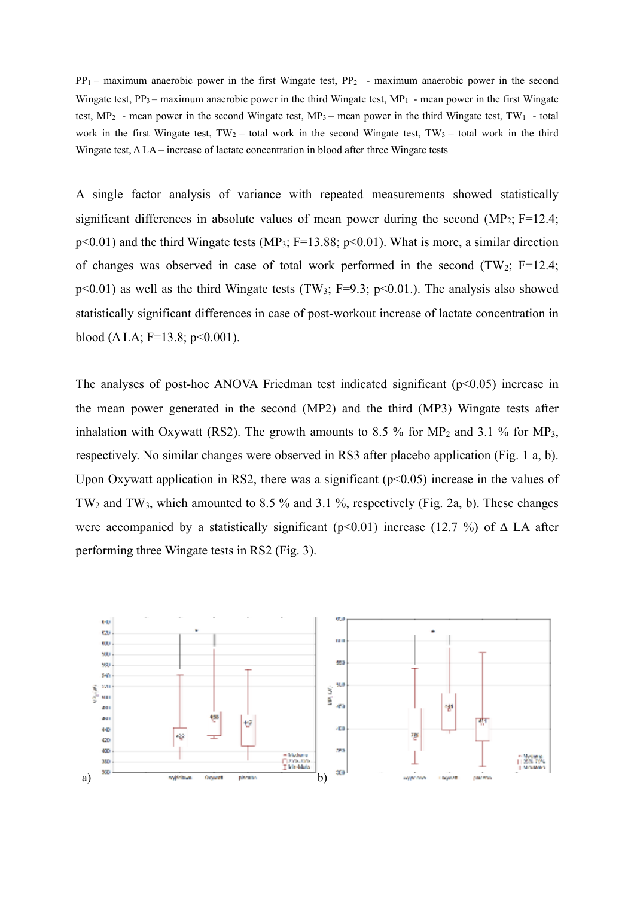$PP_1$ – maximum anaerobic power in the first Wingate test, $PP_2$ - maximum anaerobic power in the second Wingate test, $PP_3$ – maximum anaerobic power in the third Wingate test, $MP_1$ - mean power in the first Wingate test, $MP_2$ - mean power in the second Wingate test, $MP_3$ – mean power in the third Wingate test, $TW_1$ - total work in the first Wingate test, $TW_2$ – total work in the second Wingate test, $TW_3$ – total work in the third Wingate test, $\Delta$ LA – increase of lactate concentration in blood after three Wingate tests

A single factor analysis of variance with repeated measurements showed statistically significant differences in absolute values of mean power during the second ($MP_2$; $F=12.4$; $p<0.01$) and the third Wingate tests ($MP_3$; $F=13.88$; $p<0.01$). What is more, a similar direction of changes was observed in case of total work performed in the second ($TW_2$; $F=12.4$; $p<0.01$) as well as the third Wingate tests ($TW_3$; $F=9.3$; $p<0.01$.). The analysis also showed statistically significant differences in case of post-workout increase of lactate concentration in blood ($\Delta$ LA; $F=13.8$; $p<0.001$).

The analyses of post-hoc ANOVA Friedman test indicated significant ($p<0.05$) increase in the mean power generated in the second (MP2) and the third (MP3) Wingate tests after inhalation with Oxywatt (RS2). The growth amounts to 8.5 % for $MP_2$ and 3.1 % for $MP_3$, respectively. No similar changes were observed in RS3 after placebo application (Fig. 1 a, b). Upon Oxywatt application in RS2, there was a significant ($p<0.05$) increase in the values of $TW_2$ and $TW_3$, which amounted to 8.5 % and 3.1 %, respectively (Fig. 2a, b). These changes were accompanied by a statistically significant ($p<0.01$) increase (12.7 %) of $\Delta$ LA after performing three Wingate tests in RS2 (Fig. 3).

a)

b)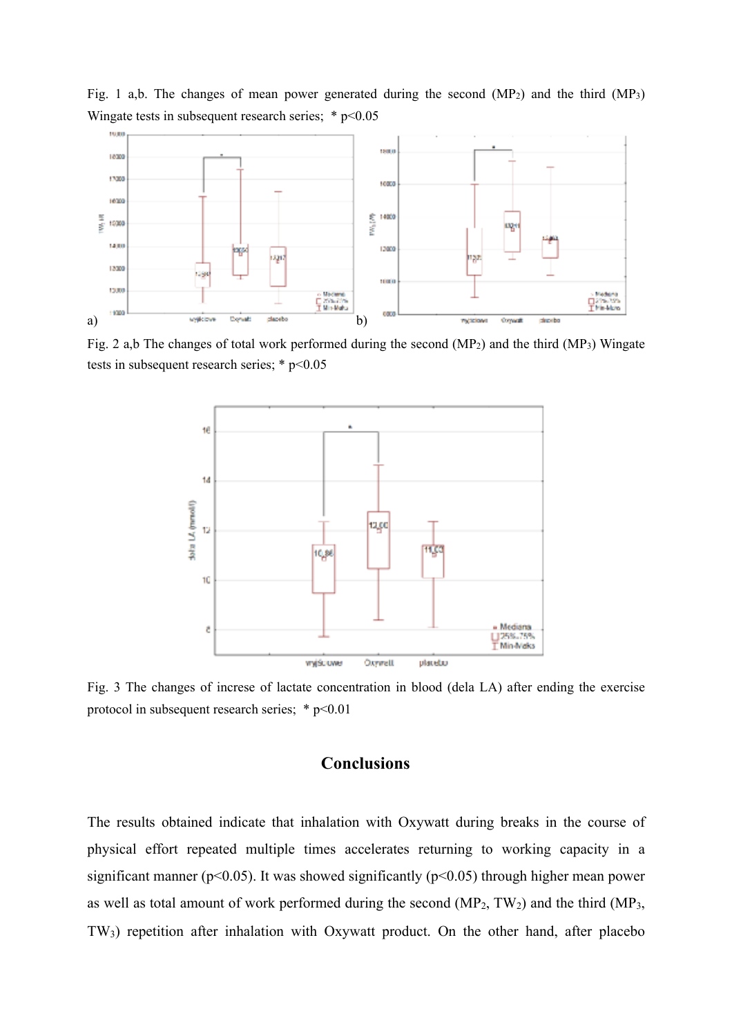Fig. 1 a,b. The changes of mean power generated during the second ($MP_2$) and the third ($MP_3$) Wingate tests in subsequent research series; * $p<0.05$

Fig. 2 a,b The changes of total work performed during the second ($MP_2$) and the third ($MP_3$) Wingate tests in subsequent research series; * $p<0.05$

Fig. 3 The changes of increse of lactate concentration in blood (dela LA) after ending the exercise protocol in subsequent research series; * $p<0.01$

## Conclusions

The results obtained indicate that inhalation with Oxywatt during breaks in the course of physical effort repeated multiple times accelerates returning to working capacity in a significant manner ($p<0.05$). It was showed significantly ($p<0.05$) through higher mean power as well as total amount of work performed during the second ($MP_2$, $TW_2$) and the third ($MP_3$, $TW_3$) repetition after inhalation with Oxywatt product. On the other hand, after placebo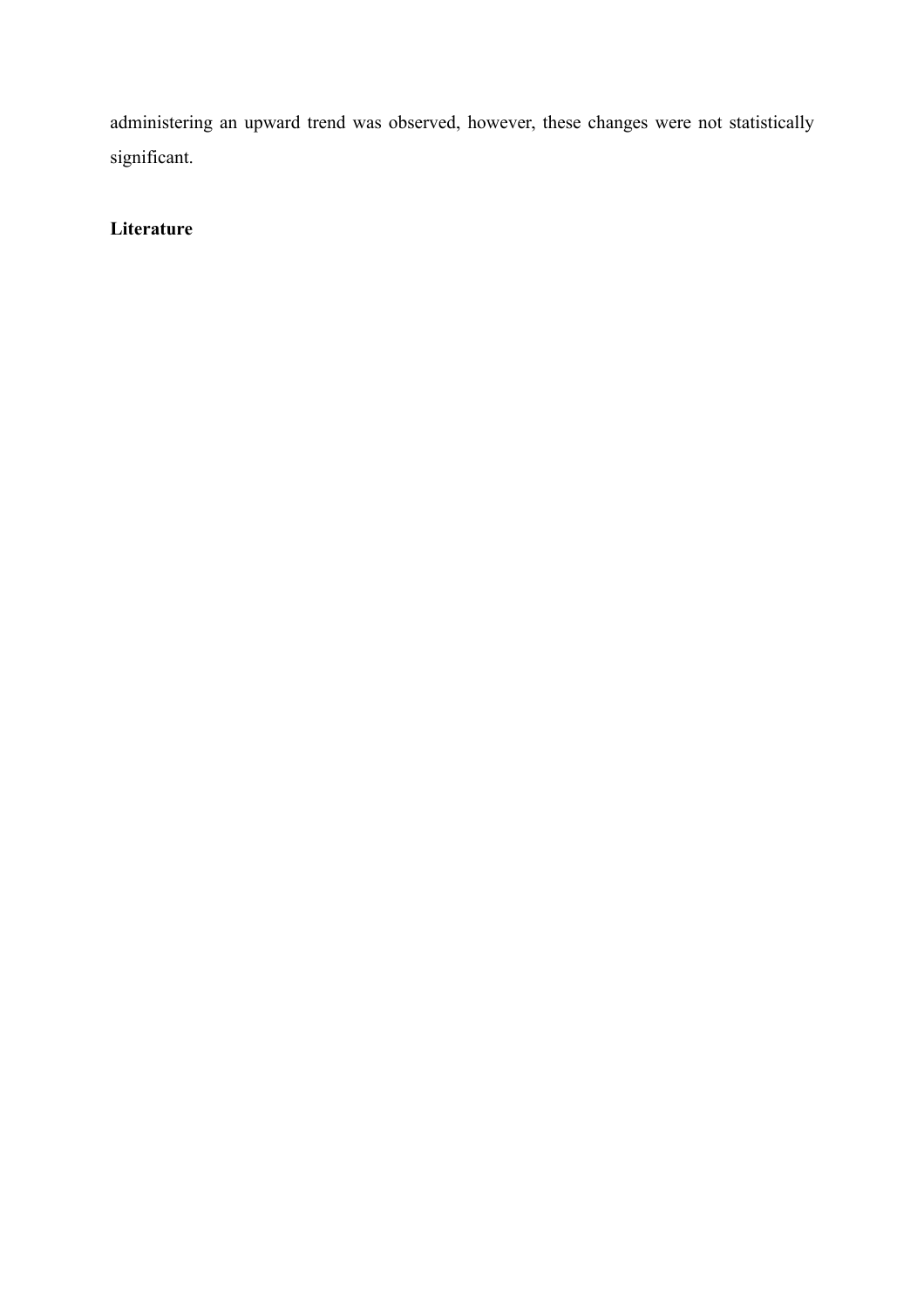administering an upward trend was observed, however, these changes were not statistically significant.

**Literature**